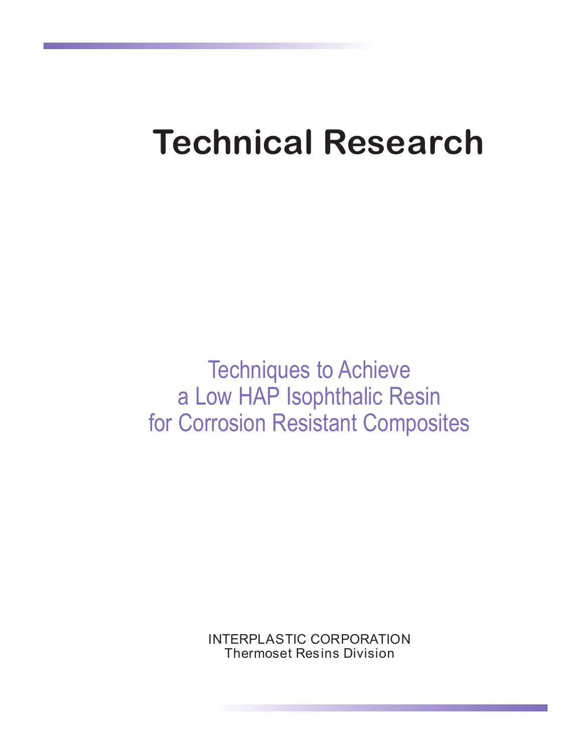# Technical Research

## Techniques to Achieve a Low HAP Isophthalic Resin for Corrosion Resistant Composites

INTERPLASTIC CORPORATION
Thermoset Resins Division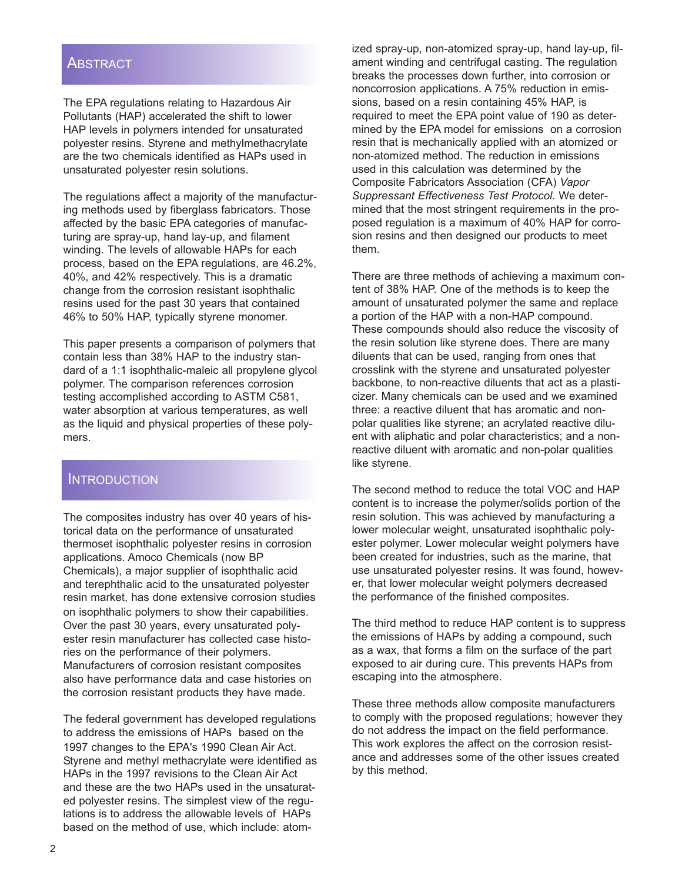## Abstract

The EPA regulations relating to Hazardous Air Pollutants (HAP) accelerated the shift to lower HAP levels in polymers intended for unsaturated polyester resins. Styrene and methylmethacrylate are the two chemicals identified as HAPs used in unsaturated polyester resin solutions.

The regulations affect a majority of the manufacturing methods used by fiberglass fabricators. Those affected by the basic EPA categories of manufacturing are spray-up, hand lay-up, and filament winding. The levels of allowable HAPs for each process, based on the EPA regulations, are 46.2%, 40%, and 42% respectively. This is a dramatic change from the corrosion resistant isophthalic resins used for the past 30 years that contained 46% to 50% HAP, typically styrene monomer.

This paper presents a comparison of polymers that contain less than 38% HAP to the industry standard of a 1:1 isophthalic-maleic all propylene glycol polymer. The comparison references corrosion testing accomplished according to ASTM C581, water absorption at various temperatures, as well as the liquid and physical properties of these polymers.

## Introduction

The composites industry has over 40 years of historical data on the performance of unsaturated thermoset isophthalic polyester resins in corrosion applications. Amoco Chemicals (now BP Chemicals), a major supplier of isophthalic acid and terephthalic acid to the unsaturated polyester resin market, has done extensive corrosion studies on isophthalic polymers to show their capabilities. Over the past 30 years, every unsaturated polyester resin manufacturer has collected case histories on the performance of their polymers. Manufacturers of corrosion resistant composites also have performance data and case histories on the corrosion resistant products they have made.

The federal government has developed regulations to address the emissions of HAPs based on the 1997 changes to the EPA's 1990 Clean Air Act. Styrene and methyl methacrylate were identified as HAPs in the 1997 revisions to the Clean Air Act and these are the two HAPs used in the unsaturated polyester resins. The simplest view of the regulations is to address the allowable levels of HAPs based on the method of use, which include: atomized spray-up, non-atomized spray-up, hand lay-up, filament winding and centrifugal casting. The regulation breaks the processes down further, into corrosion or noncorrosion applications. A 75% reduction in emissions, based on a resin containing 45% HAP, is required to meet the EPA point value of 190 as determined by the EPA model for emissions on a corrosion resin that is mechanically applied with an atomized or non-atomized method. The reduction in emissions used in this calculation was determined by the Composite Fabricators Association (CFA) *Vapor Suppressant Effectiveness Test Protocol.* We determined that the most stringent requirements in the proposed regulation is a maximum of 40% HAP for corrosion resins and then designed our products to meet them.

There are three methods of achieving a maximum content of 38% HAP. One of the methods is to keep the amount of unsaturated polymer the same and replace a portion of the HAP with a non-HAP compound. These compounds should also reduce the viscosity of the resin solution like styrene does. There are many diluents that can be used, ranging from ones that crosslink with the styrene and unsaturated polyester backbone, to non-reactive diluents that act as a plasticizer. Many chemicals can be used and we examined three: a reactive diluent that has aromatic and nonpolar qualities like styrene; an acrylated reactive diluent with aliphatic and polar characteristics; and a nonreactive diluent with aromatic and non-polar qualities like styrene.

The second method to reduce the total VOC and HAP content is to increase the polymer/solids portion of the resin solution. This was achieved by manufacturing a lower molecular weight, unsaturated isophthalic polyester polymer. Lower molecular weight polymers have been created for industries, such as the marine, that use unsaturated polyester resins. It was found, however, that lower molecular weight polymers decreased the performance of the finished composites.

The third method to reduce HAP content is to suppress the emissions of HAPs by adding a compound, such as a wax, that forms a film on the surface of the part exposed to air during cure. This prevents HAPs from escaping into the atmosphere.

These three methods allow composite manufacturers to comply with the proposed regulations; however they do not address the impact on the field performance. This work explores the affect on the corrosion resistance and addresses some of the other issues created by this method.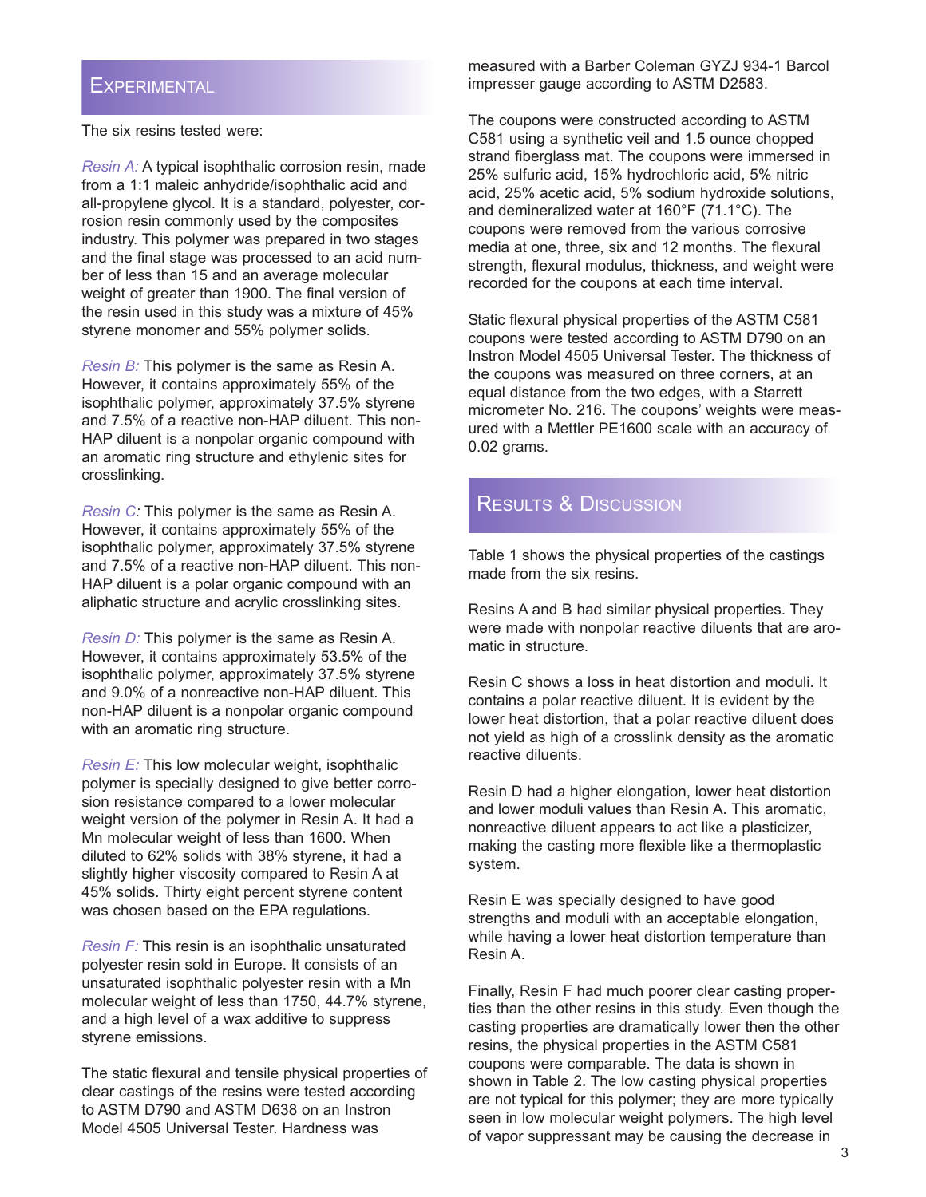## Experimental

The six resins tested were:

*Resin A:* A typical isophthalic corrosion resin, made from a 1:1 maleic anhydride/isophthalic acid and all-propylene glycol. It is a standard, polyester, corrosion resin commonly used by the composites industry. This polymer was prepared in two stages and the final stage was processed to an acid number of less than 15 and an average molecular weight of greater than 1900. The final version of the resin used in this study was a mixture of 45% styrene monomer and 55% polymer solids.

*Resin B:* This polymer is the same as Resin A. However, it contains approximately 55% of the isophthalic polymer, approximately 37.5% styrene and 7.5% of a reactive non-HAP diluent. This non-HAP diluent is a nonpolar organic compound with an aromatic ring structure and ethylenic sites for crosslinking.

*Resin C:* This polymer is the same as Resin A. However, it contains approximately 55% of the isophthalic polymer, approximately 37.5% styrene and 7.5% of a reactive non-HAP diluent. This non-HAP diluent is a polar organic compound with an aliphatic structure and acrylic crosslinking sites.

*Resin D:* This polymer is the same as Resin A. However, it contains approximately 53.5% of the isophthalic polymer, approximately 37.5% styrene and 9.0% of a nonreactive non-HAP diluent. This non-HAP diluent is a nonpolar organic compound with an aromatic ring structure.

*Resin E:* This low molecular weight, isophthalic polymer is specially designed to give better corrosion resistance compared to a lower molecular weight version of the polymer in Resin A. It had a Mn molecular weight of less than 1600. When diluted to 62% solids with 38% styrene, it had a slightly higher viscosity compared to Resin A at 45% solids. Thirty eight percent styrene content was chosen based on the EPA regulations.

*Resin F:* This resin is an isophthalic unsaturated polyester resin sold in Europe. It consists of an unsaturated isophthalic polyester resin with a Mn molecular weight of less than 1750, 44.7% styrene, and a high level of a wax additive to suppress styrene emissions.

The static flexural and tensile physical properties of clear castings of the resins were tested according to ASTM D790 and ASTM D638 on an Instron Model 4505 Universal Tester. Hardness was measured with a Barber Coleman GYZJ 934-1 Barcol impresser gauge according to ASTM D2583.

The coupons were constructed according to ASTM C581 using a synthetic veil and 1.5 ounce chopped strand fiberglass mat. The coupons were immersed in 25% sulfuric acid, 15% hydrochloric acid, 5% nitric acid, 25% acetic acid, 5% sodium hydroxide solutions, and demineralized water at 160°F (71.1°C). The coupons were removed from the various corrosive media at one, three, six and 12 months. The flexural strength, flexural modulus, thickness, and weight were recorded for the coupons at each time interval.

Static flexural physical properties of the ASTM C581 coupons were tested according to ASTM D790 on an Instron Model 4505 Universal Tester. The thickness of the coupons was measured on three corners, at an equal distance from the two edges, with a Starrett micrometer No. 216. The coupons' weights were measured with a Mettler PE1600 scale with an accuracy of 0.02 grams.

## Results & Discussion

Table 1 shows the physical properties of the castings made from the six resins.

Resins A and B had similar physical properties. They were made with nonpolar reactive diluents that are aromatic in structure.

Resin C shows a loss in heat distortion and moduli. It contains a polar reactive diluent. It is evident by the lower heat distortion, that a polar reactive diluent does not yield as high of a crosslink density as the aromatic reactive diluents.

Resin D had a higher elongation, lower heat distortion and lower moduli values than Resin A. This aromatic, nonreactive diluent appears to act like a plasticizer, making the casting more flexible like a thermoplastic system.

Resin E was specially designed to have good strengths and moduli with an acceptable elongation, while having a lower heat distortion temperature than Resin A.

Finally, Resin F had much poorer clear casting properties than the other resins in this study. Even though the casting properties are dramatically lower then the other resins, the physical properties in the ASTM C581 coupons were comparable. The data is shown in shown in Table 2. The low casting physical properties are not typical for this polymer; they are more typically seen in low molecular weight polymers. The high level of vapor suppressant may be causing the decrease in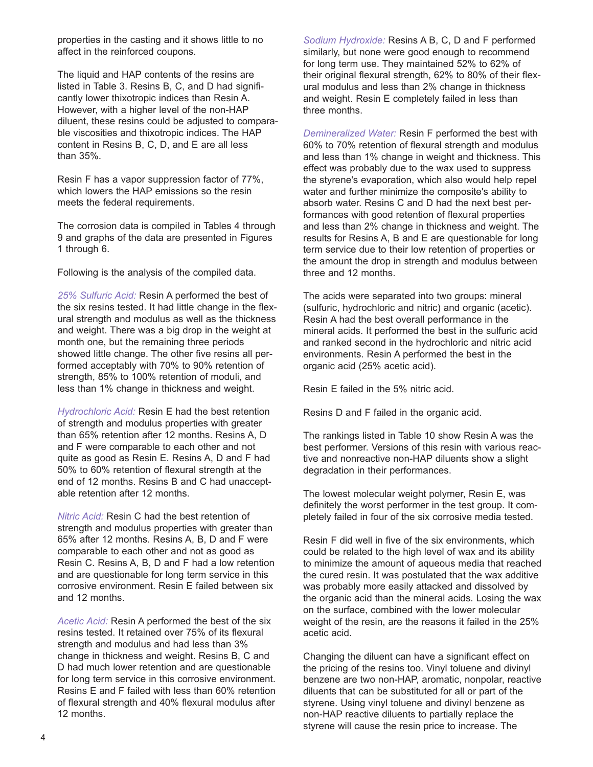properties in the casting and it shows little to no affect in the reinforced coupons.

The liquid and HAP contents of the resins are listed in Table 3. Resins B, C, and D had significantly lower thixotropic indices than Resin A. However, with a higher level of the non-HAP diluent, these resins could be adjusted to comparable viscosities and thixotropic indices. The HAP content in Resins B, C, D, and E are all less than 35%.

Resin F has a vapor suppression factor of 77%, which lowers the HAP emissions so the resin meets the federal requirements.

The corrosion data is compiled in Tables 4 through 9 and graphs of the data are presented in Figures 1 through 6.

Following is the analysis of the compiled data.

*25% Sulfuric Acid:* Resin A performed the best of the six resins tested. It had little change in the flexural strength and modulus as well as the thickness and weight. There was a big drop in the weight at month one, but the remaining three periods showed little change. The other five resins all performed acceptably with 70% to 90% retention of strength, 85% to 100% retention of moduli, and less than 1% change in thickness and weight.

*Hydrochloric Acid:* Resin E had the best retention of strength and modulus properties with greater than 65% retention after 12 months. Resins A, D and F were comparable to each other and not quite as good as Resin E. Resins A, D and F had 50% to 60% retention of flexural strength at the end of 12 months. Resins B and C had unacceptable retention after 12 months.

*Nitric Acid:* Resin C had the best retention of strength and modulus properties with greater than 65% after 12 months. Resins A, B, D and F were comparable to each other and not as good as Resin C. Resins A, B, D and F had a low retention and are questionable for long term service in this corrosive environment. Resin E failed between six and 12 months.

*Acetic Acid:* Resin A performed the best of the six resins tested. It retained over 75% of its flexural strength and modulus and had less than 3% change in thickness and weight. Resins B, C and D had much lower retention and are questionable for long term service in this corrosive environment. Resins E and F failed with less than 60% retention of flexural strength and 40% flexural modulus after 12 months.

*Sodium Hydroxide:* Resins A B, C, D and F performed similarly, but none were good enough to recommend for long term use. They maintained 52% to 62% of their original flexural strength, 62% to 80% of their flexural modulus and less than 2% change in thickness and weight. Resin E completely failed in less than three months.

*Demineralized Water:* Resin F performed the best with 60% to 70% retention of flexural strength and modulus and less than 1% change in weight and thickness. This effect was probably due to the wax used to suppress the styrene's evaporation, which also would help repel water and further minimize the composite's ability to absorb water. Resins C and D had the next best performances with good retention of flexural properties and less than 2% change in thickness and weight. The results for Resins A, B and E are questionable for long term service due to their low retention of properties or the amount the drop in strength and modulus between three and 12 months.

The acids were separated into two groups: mineral (sulfuric, hydrochloric and nitric) and organic (acetic). Resin A had the best overall performance in the mineral acids. It performed the best in the sulfuric acid and ranked second in the hydrochloric and nitric acid environments. Resin A performed the best in the organic acid (25% acetic acid).

Resin E failed in the 5% nitric acid.

Resins D and F failed in the organic acid.

The rankings listed in Table 10 show Resin A was the best performer. Versions of this resin with various reactive and nonreactive non-HAP diluents show a slight degradation in their performances.

The lowest molecular weight polymer, Resin E, was definitely the worst performer in the test group. It completely failed in four of the six corrosive media tested.

Resin F did well in five of the six environments, which could be related to the high level of wax and its ability to minimize the amount of aqueous media that reached the cured resin. It was postulated that the wax additive was probably more easily attacked and dissolved by the organic acid than the mineral acids. Losing the wax on the surface, combined with the lower molecular weight of the resin, are the reasons it failed in the 25% acetic acid.

Changing the diluent can have a significant effect on the pricing of the resins too. Vinyl toluene and divinyl benzene are two non-HAP, aromatic, nonpolar, reactive diluents that can be substituted for all or part of the styrene. Using vinyl toluene and divinyl benzene as non-HAP reactive diluents to partially replace the styrene will cause the resin price to increase. The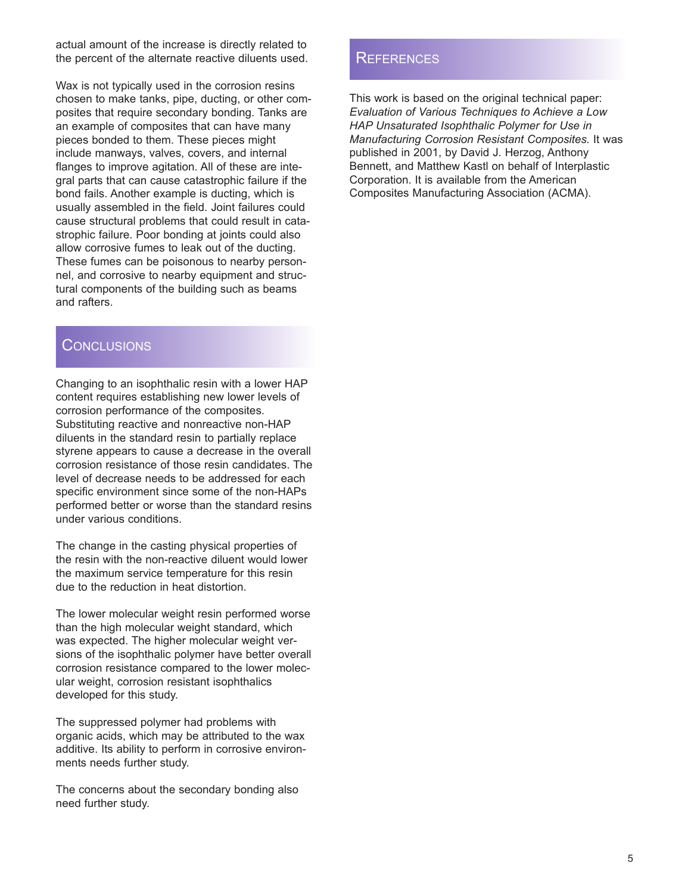actual amount of the increase is directly related to the percent of the alternate reactive diluents used.

Wax is not typically used in the corrosion resins chosen to make tanks, pipe, ducting, or other composites that require secondary bonding. Tanks are an example of composites that can have many pieces bonded to them. These pieces might include manways, valves, covers, and internal flanges to improve agitation. All of these are integral parts that can cause catastrophic failure if the bond fails. Another example is ducting, which is usually assembled in the field. Joint failures could cause structural problems that could result in catastrophic failure. Poor bonding at joints could also allow corrosive fumes to leak out of the ducting. These fumes can be poisonous to nearby personnel, and corrosive to nearby equipment and structural components of the building such as beams and rafters.

## Conclusions

Changing to an isophthalic resin with a lower HAP content requires establishing new lower levels of corrosion performance of the composites. Substituting reactive and nonreactive non-HAP diluents in the standard resin to partially replace styrene appears to cause a decrease in the overall corrosion resistance of those resin candidates. The level of decrease needs to be addressed for each specific environment since some of the non-HAPs performed better or worse than the standard resins under various conditions.

The change in the casting physical properties of the resin with the non-reactive diluent would lower the maximum service temperature for this resin due to the reduction in heat distortion.

The lower molecular weight resin performed worse than the high molecular weight standard, which was expected. The higher molecular weight versions of the isophthalic polymer have better overall corrosion resistance compared to the lower molecular weight, corrosion resistant isophthalics developed for this study.

The suppressed polymer had problems with organic acids, which may be attributed to the wax additive. Its ability to perform in corrosive environments needs further study.

The concerns about the secondary bonding also need further study.

## References

This work is based on the original technical paper: *Evaluation of Various Techniques to Achieve a Low HAP Unsaturated Isophthalic Polymer for Use in Manufacturing Corrosion Resistant Composites.* It was published in 2001, by David J. Herzog, Anthony Bennett, and Matthew Kastl on behalf of Interplastic Corporation. It is available from the American Composites Manufacturing Association (ACMA).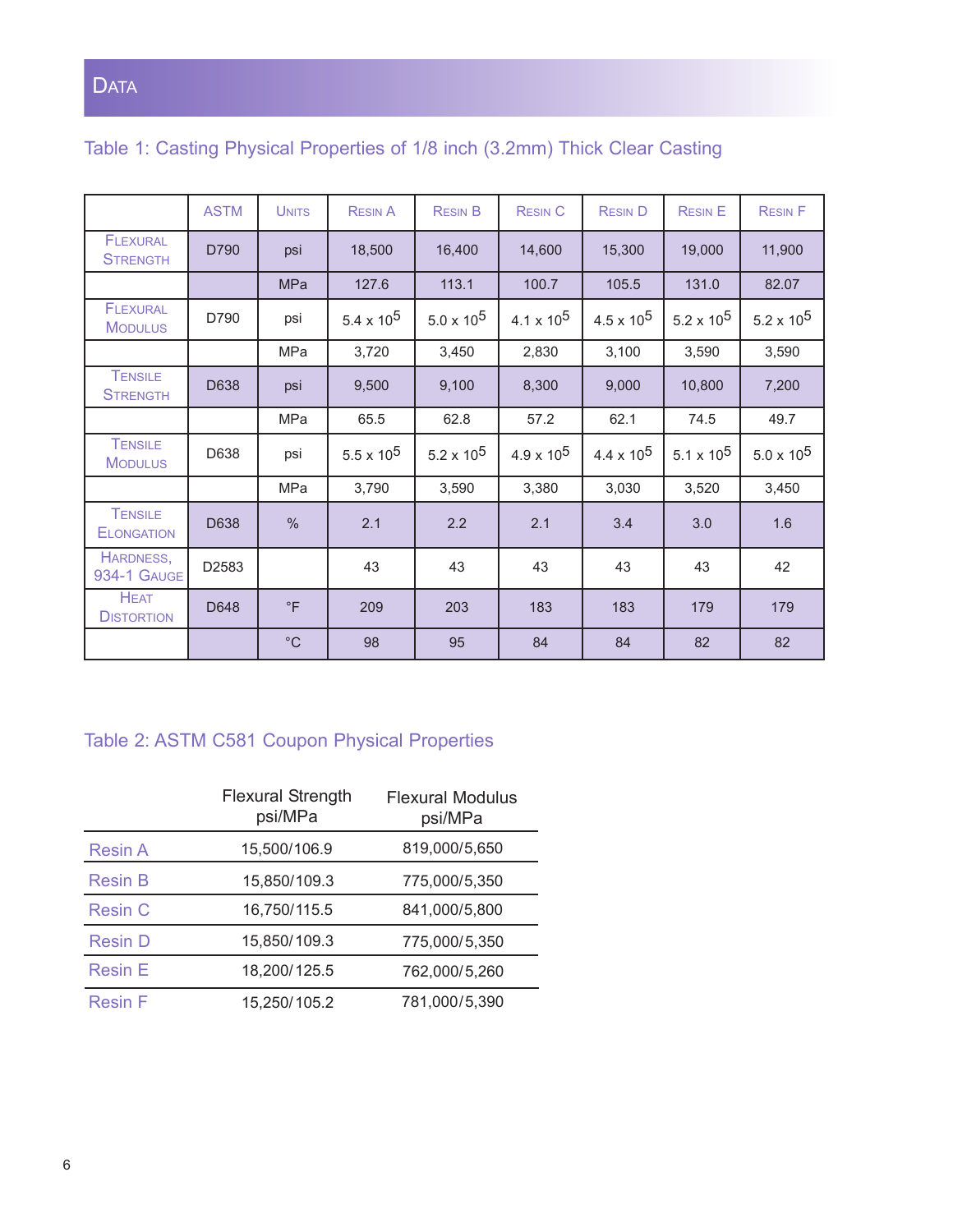## Data

### Table 1: Casting Physical Properties of 1/8 inch (3.2mm) Thick Clear Casting

| | ASTM | Units | Resin A | Resin B | Resin C | Resin D | Resin E | Resin F |
|---|---|---|---|---|---|---|---|---|
| Flexural Strength | D790 | psi | 18,500 | 16,400 | 14,600 | 15,300 | 19,000 | 11,900 |
| | | MPa | 127.6 | 113.1 | 100.7 | 105.5 | 131.0 | 82.07 |
| Flexural Modulus | D790 | psi | $5.4 \times 10^5$ | $5.0 \times 10^5$ | $4.1 \times 10^5$ | $4.5 \times 10^5$ | $5.2 \times 10^5$ | $5.2 \times 10^5$ |
| | | MPa | 3,720 | 3,450 | 2,830 | 3,100 | 3,590 | 3,590 |
| Tensile Strength | D638 | psi | 9,500 | 9,100 | 8,300 | 9,000 | 10,800 | 7,200 |
| | | MPa | 65.5 | 62.8 | 57.2 | 62.1 | 74.5 | 49.7 |
| Tensile Modulus | D638 | psi | $5.5 \times 10^5$ | $5.2 \times 10^5$ | $4.9 \times 10^5$ | $4.4 \times 10^5$ | $5.1 \times 10^5$ | $5.0 \times 10^5$ |
| | | MPa | 3,790 | 3,590 | 3,380 | 3,030 | 3,520 | 3,450 |
| Tensile Elongation | D638 | % | 2.1 | 2.2 | 2.1 | 3.4 | 3.0 | 1.6 |
| Hardness, 934-1 Gauge | D2583 | | 43 | 43 | 43 | 43 | 43 | 42 |
| Heat Distortion | D648 | °F | 209 | 203 | 183 | 183 | 179 | 179 |
| | | °C | 98 | 95 | 84 | 84 | 82 | 82 |

### Table 2: ASTM C581 Coupon Physical Properties

| | Flexural Strength psi/MPa | Flexural Modulus psi/MPa |
|---|---|---|
| Resin A | 15,500/106.9 | 819,000/5,650 |
| Resin B | 15,850/109.3 | 775,000/5,350 |
| Resin C | 16,750/115.5 | 841,000/5,800 |
| Resin D | 15,850/109.3 | 775,000/5,350 |
| Resin E | 18,200/125.5 | 762,000/5,260 |
| Resin F | 15,250/105.2 | 781,000/5,390 |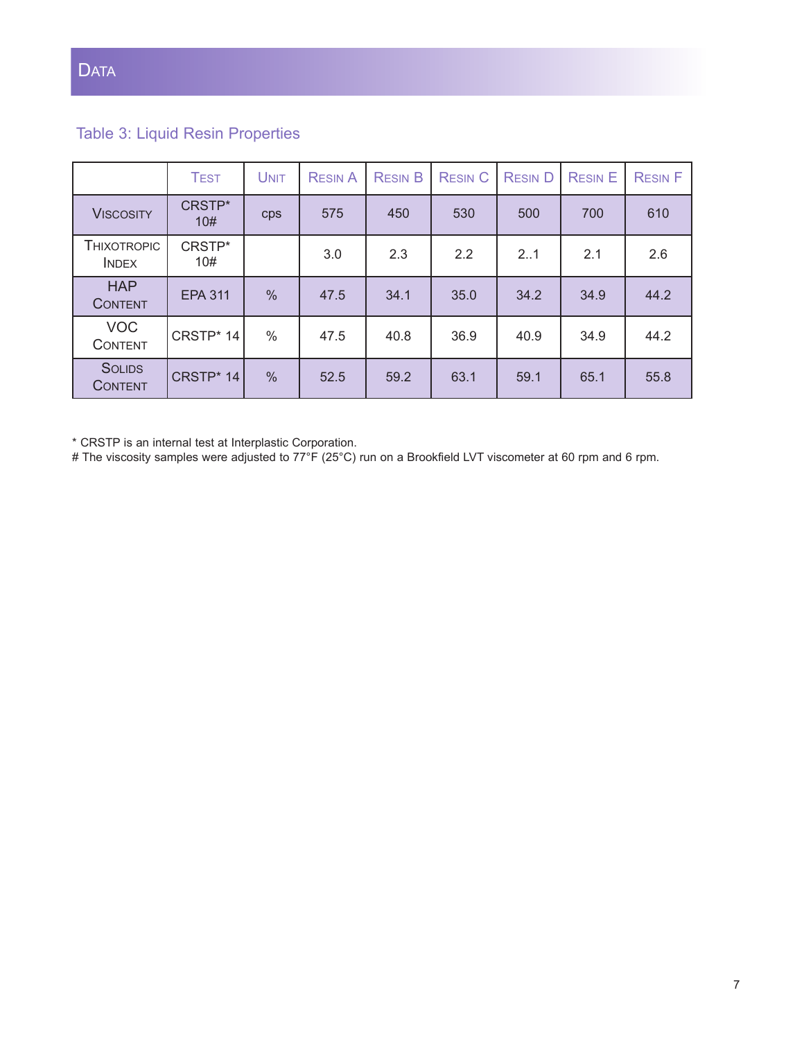## Data

### Table 3: Liquid Resin Properties

|  | Test | Unit | Resin A | Resin B | Resin C | Resin D | Resin E | Resin F |
|---|---|---|---|---|---|---|---|---|
| Viscosity | CRSTP* 10# | cps | 575 | 450 | 530 | 500 | 700 | 610 |
| Thixotropic Index | CRSTP* 10# |  | 3.0 | 2.3 | 2.2 | 2..1 | 2.1 | 2.6 |
| HAP Content | EPA 311 | % | 47.5 | 34.1 | 35.0 | 34.2 | 34.9 | 44.2 |
| VOC Content | CRSTP* 14 | % | 47.5 | 40.8 | 36.9 | 40.9 | 34.9 | 44.2 |
| Solids Content | CRSTP* 14 | % | 52.5 | 59.2 | 63.1 | 59.1 | 65.1 | 55.8 |

* CRSTP is an internal test at Interplastic Corporation.
# The viscosity samples were adjusted to 77°F (25°C) run on a Brookfield LVT viscometer at 60 rpm and 6 rpm.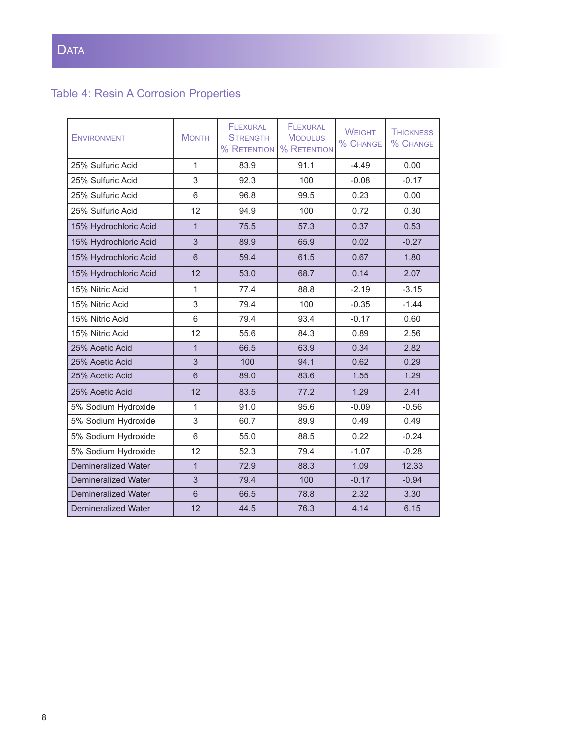## Data

### Table 4: Resin A Corrosion Properties

| Environment | Month | Flexural Strength % Retention | Flexural Modulus % Retention | Weight % Change | Thickness % Change |
|---|---|---|---|---|---|
| 25% Sulfuric Acid | 1 | 83.9 | 91.1 | -4.49 | 0.00 |
| 25% Sulfuric Acid | 3 | 92.3 | 100 | -0.08 | -0.17 |
| 25% Sulfuric Acid | 6 | 96.8 | 99.5 | 0.23 | 0.00 |
| 25% Sulfuric Acid | 12 | 94.9 | 100 | 0.72 | 0.30 |
| 15% Hydrochloric Acid | 1 | 75.5 | 57.3 | 0.37 | 0.53 |
| 15% Hydrochloric Acid | 3 | 89.9 | 65.9 | 0.02 | -0.27 |
| 15% Hydrochloric Acid | 6 | 59.4 | 61.5 | 0.67 | 1.80 |
| 15% Hydrochloric Acid | 12 | 53.0 | 68.7 | 0.14 | 2.07 |
| 15% Nitric Acid | 1 | 77.4 | 88.8 | -2.19 | -3.15 |
| 15% Nitric Acid | 3 | 79.4 | 100 | -0.35 | -1.44 |
| 15% Nitric Acid | 6 | 79.4 | 93.4 | -0.17 | 0.60 |
| 15% Nitric Acid | 12 | 55.6 | 84.3 | 0.89 | 2.56 |
| 25% Acetic Acid | 1 | 66.5 | 63.9 | 0.34 | 2.82 |
| 25% Acetic Acid | 3 | 100 | 94.1 | 0.62 | 0.29 |
| 25% Acetic Acid | 6 | 89.0 | 83.6 | 1.55 | 1.29 |
| 25% Acetic Acid | 12 | 83.5 | 77.2 | 1.29 | 2.41 |
| 5% Sodium Hydroxide | 1 | 91.0 | 95.6 | -0.09 | -0.56 |
| 5% Sodium Hydroxide | 3 | 60.7 | 89.9 | 0.49 | 0.49 |
| 5% Sodium Hydroxide | 6 | 55.0 | 88.5 | 0.22 | -0.24 |
| 5% Sodium Hydroxide | 12 | 52.3 | 79.4 | -1.07 | -0.28 |
| Demineralized Water | 1 | 72.9 | 88.3 | 1.09 | 12.33 |
| Demineralized Water | 3 | 79.4 | 100 | -0.17 | -0.94 |
| Demineralized Water | 6 | 66.5 | 78.8 | 2.32 | 3.30 |
| Demineralized Water | 12 | 44.5 | 76.3 | 4.14 | 6.15 |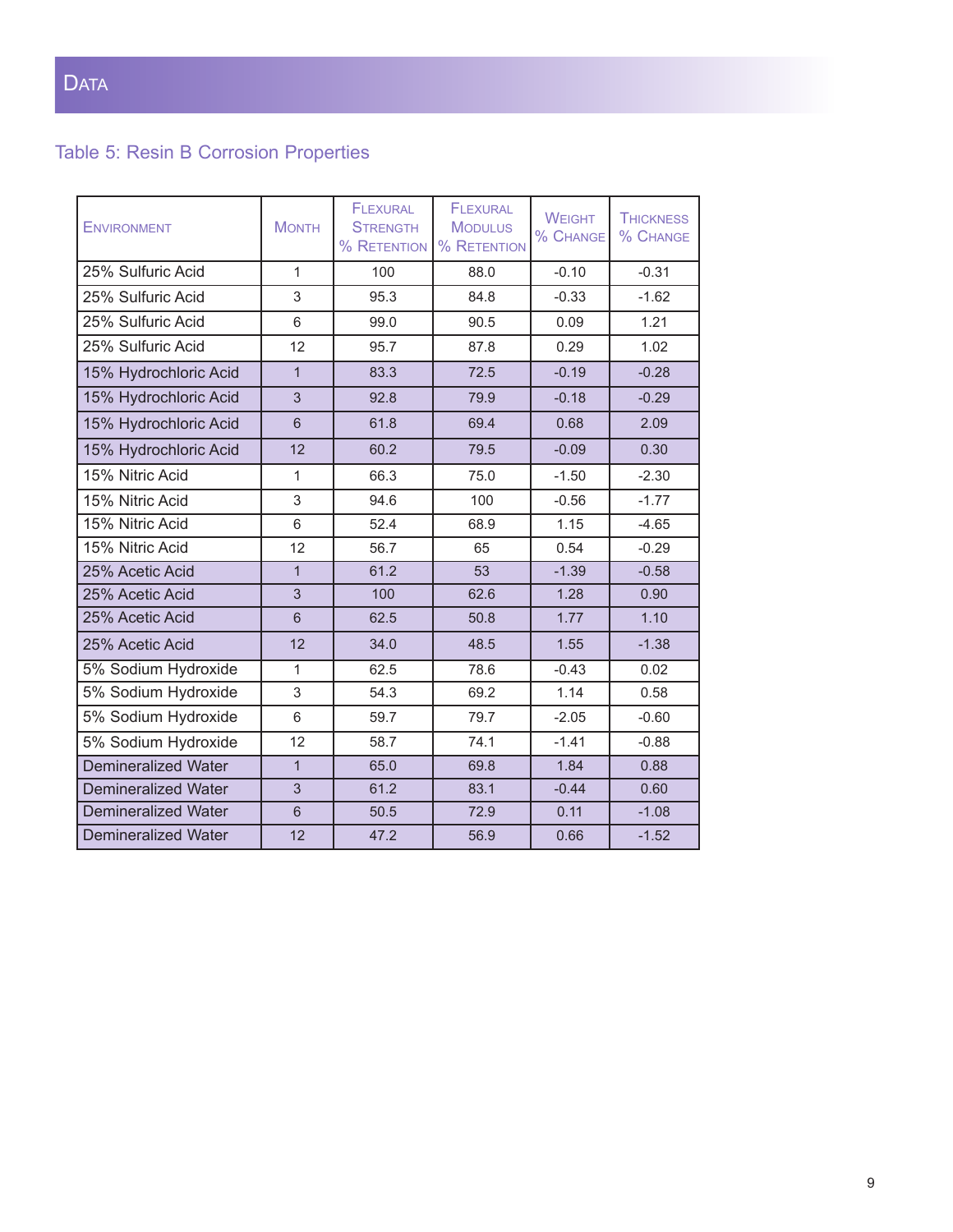## Data

### Table 5: Resin B Corrosion Properties

| Environment | Month | Flexural Strength % Retention | Flexural Modulus % Retention | Weight % Change | Thickness % Change |
|---|---|---|---|---|---|
| 25% Sulfuric Acid | 1 | 100 | 88.0 | -0.10 | -0.31 |
| 25% Sulfuric Acid | 3 | 95.3 | 84.8 | -0.33 | -1.62 |
| 25% Sulfuric Acid | 6 | 99.0 | 90.5 | 0.09 | 1.21 |
| 25% Sulfuric Acid | 12 | 95.7 | 87.8 | 0.29 | 1.02 |
| 15% Hydrochloric Acid | 1 | 83.3 | 72.5 | -0.19 | -0.28 |
| 15% Hydrochloric Acid | 3 | 92.8 | 79.9 | -0.18 | -0.29 |
| 15% Hydrochloric Acid | 6 | 61.8 | 69.4 | 0.68 | 2.09 |
| 15% Hydrochloric Acid | 12 | 60.2 | 79.5 | -0.09 | 0.30 |
| 15% Nitric Acid | 1 | 66.3 | 75.0 | -1.50 | -2.30 |
| 15% Nitric Acid | 3 | 94.6 | 100 | -0.56 | -1.77 |
| 15% Nitric Acid | 6 | 52.4 | 68.9 | 1.15 | -4.65 |
| 15% Nitric Acid | 12 | 56.7 | 65 | 0.54 | -0.29 |
| 25% Acetic Acid | 1 | 61.2 | 53 | -1.39 | -0.58 |
| 25% Acetic Acid | 3 | 100 | 62.6 | 1.28 | 0.90 |
| 25% Acetic Acid | 6 | 62.5 | 50.8 | 1.77 | 1.10 |
| 25% Acetic Acid | 12 | 34.0 | 48.5 | 1.55 | -1.38 |
| 5% Sodium Hydroxide | 1 | 62.5 | 78.6 | -0.43 | 0.02 |
| 5% Sodium Hydroxide | 3 | 54.3 | 69.2 | 1.14 | 0.58 |
| 5% Sodium Hydroxide | 6 | 59.7 | 79.7 | -2.05 | -0.60 |
| 5% Sodium Hydroxide | 12 | 58.7 | 74.1 | -1.41 | -0.88 |
| Demineralized Water | 1 | 65.0 | 69.8 | 1.84 | 0.88 |
| Demineralized Water | 3 | 61.2 | 83.1 | -0.44 | 0.60 |
| Demineralized Water | 6 | 50.5 | 72.9 | 0.11 | -1.08 |
| Demineralized Water | 12 | 47.2 | 56.9 | 0.66 | -1.52 |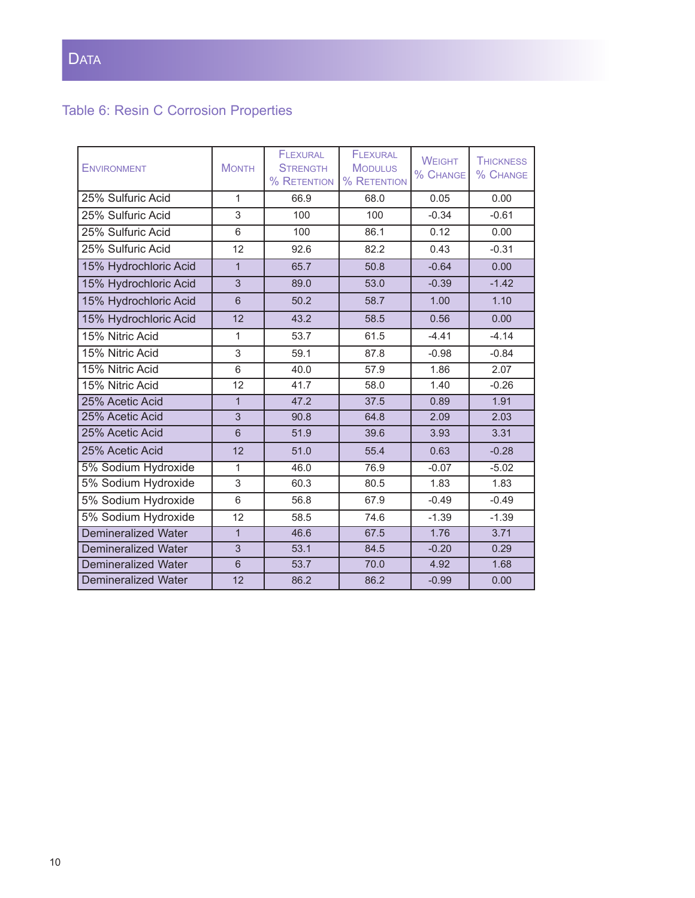# Data

## Table 6: Resin C Corrosion Properties

| Environment | Month | Flexural Strength % Retention | Flexural Modulus % Retention | Weight % Change | Thickness % Change |
|---|---|---|---|---|---|
| 25% Sulfuric Acid | 1 | 66.9 | 68.0 | 0.05 | 0.00 |
| 25% Sulfuric Acid | 3 | 100 | 100 | -0.34 | -0.61 |
| 25% Sulfuric Acid | 6 | 100 | 86.1 | 0.12 | 0.00 |
| 25% Sulfuric Acid | 12 | 92.6 | 82.2 | 0.43 | -0.31 |
| 15% Hydrochloric Acid | 1 | 65.7 | 50.8 | -0.64 | 0.00 |
| 15% Hydrochloric Acid | 3 | 89.0 | 53.0 | -0.39 | -1.42 |
| 15% Hydrochloric Acid | 6 | 50.2 | 58.7 | 1.00 | 1.10 |
| 15% Hydrochloric Acid | 12 | 43.2 | 58.5 | 0.56 | 0.00 |
| 15% Nitric Acid | 1 | 53.7 | 61.5 | -4.41 | -4.14 |
| 15% Nitric Acid | 3 | 59.1 | 87.8 | -0.98 | -0.84 |
| 15% Nitric Acid | 6 | 40.0 | 57.9 | 1.86 | 2.07 |
| 15% Nitric Acid | 12 | 41.7 | 58.0 | 1.40 | -0.26 |
| 25% Acetic Acid | 1 | 47.2 | 37.5 | 0.89 | 1.91 |
| 25% Acetic Acid | 3 | 90.8 | 64.8 | 2.09 | 2.03 |
| 25% Acetic Acid | 6 | 51.9 | 39.6 | 3.93 | 3.31 |
| 25% Acetic Acid | 12 | 51.0 | 55.4 | 0.63 | -0.28 |
| 5% Sodium Hydroxide | 1 | 46.0 | 76.9 | -0.07 | -5.02 |
| 5% Sodium Hydroxide | 3 | 60.3 | 80.5 | 1.83 | 1.83 |
| 5% Sodium Hydroxide | 6 | 56.8 | 67.9 | -0.49 | -0.49 |
| 5% Sodium Hydroxide | 12 | 58.5 | 74.6 | -1.39 | -1.39 |
| Demineralized Water | 1 | 46.6 | 67.5 | 1.76 | 3.71 |
| Demineralized Water | 3 | 53.1 | 84.5 | -0.20 | 0.29 |
| Demineralized Water | 6 | 53.7 | 70.0 | 4.92 | 1.68 |
| Demineralized Water | 12 | 86.2 | 86.2 | -0.99 | 0.00 |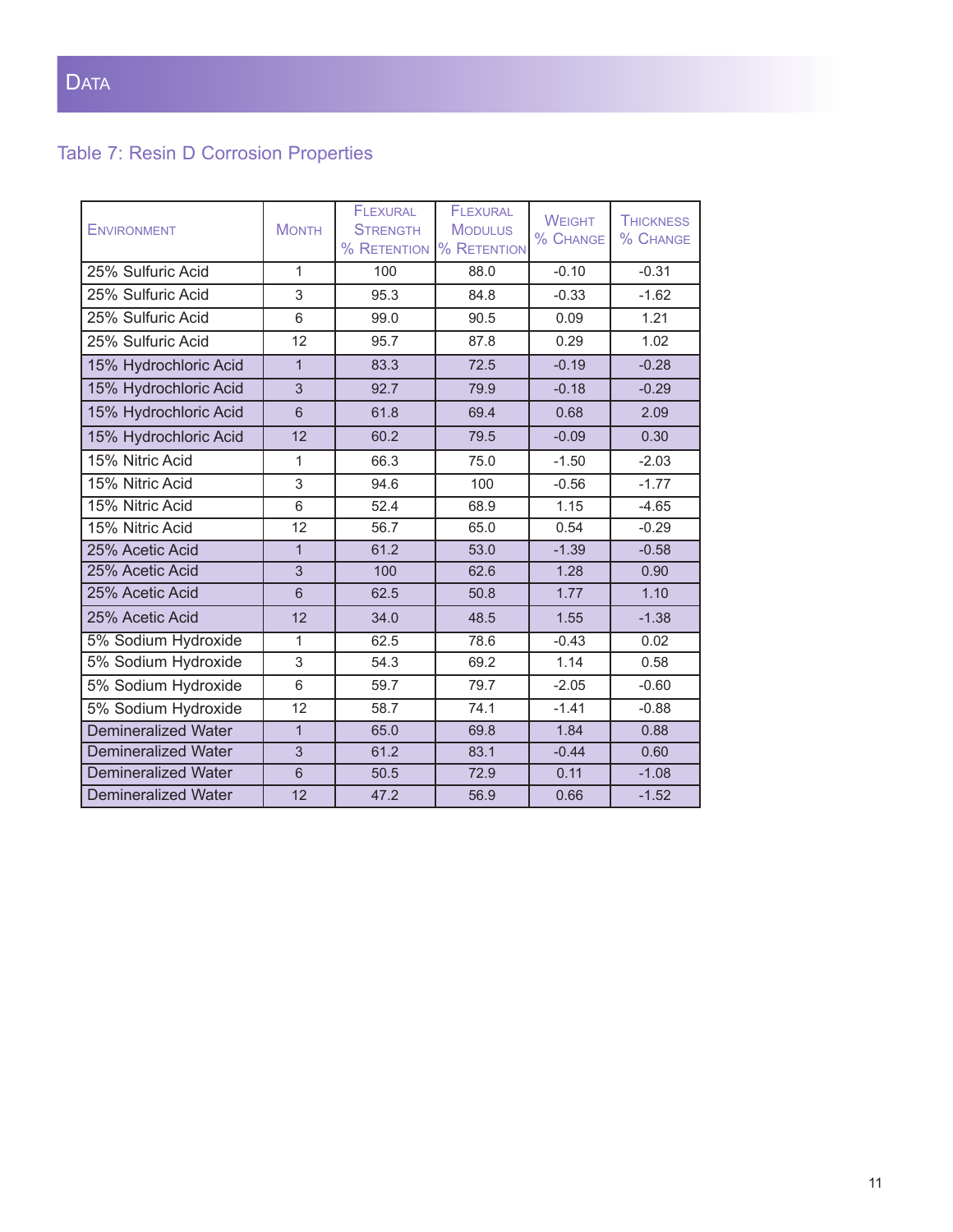## Data

### Table 7: Resin D Corrosion Properties

| Environment | Month | Flexural Strength % Retention | Flexural Modulus % Retention | Weight % Change | Thickness % Change |
|---|---|---|---|---|---|
| 25% Sulfuric Acid | 1 | 100 | 88.0 | -0.10 | -0.31 |
| 25% Sulfuric Acid | 3 | 95.3 | 84.8 | -0.33 | -1.62 |
| 25% Sulfuric Acid | 6 | 99.0 | 90.5 | 0.09 | 1.21 |
| 25% Sulfuric Acid | 12 | 95.7 | 87.8 | 0.29 | 1.02 |
| 15% Hydrochloric Acid | 1 | 83.3 | 72.5 | -0.19 | -0.28 |
| 15% Hydrochloric Acid | 3 | 92.7 | 79.9 | -0.18 | -0.29 |
| 15% Hydrochloric Acid | 6 | 61.8 | 69.4 | 0.68 | 2.09 |
| 15% Hydrochloric Acid | 12 | 60.2 | 79.5 | -0.09 | 0.30 |
| 15% Nitric Acid | 1 | 66.3 | 75.0 | -1.50 | -2.03 |
| 15% Nitric Acid | 3 | 94.6 | 100 | -0.56 | -1.77 |
| 15% Nitric Acid | 6 | 52.4 | 68.9 | 1.15 | -4.65 |
| 15% Nitric Acid | 12 | 56.7 | 65.0 | 0.54 | -0.29 |
| 25% Acetic Acid | 1 | 61.2 | 53.0 | -1.39 | -0.58 |
| 25% Acetic Acid | 3 | 100 | 62.6 | 1.28 | 0.90 |
| 25% Acetic Acid | 6 | 62.5 | 50.8 | 1.77 | 1.10 |
| 25% Acetic Acid | 12 | 34.0 | 48.5 | 1.55 | -1.38 |
| 5% Sodium Hydroxide | 1 | 62.5 | 78.6 | -0.43 | 0.02 |
| 5% Sodium Hydroxide | 3 | 54.3 | 69.2 | 1.14 | 0.58 |
| 5% Sodium Hydroxide | 6 | 59.7 | 79.7 | -2.05 | -0.60 |
| 5% Sodium Hydroxide | 12 | 58.7 | 74.1 | -1.41 | -0.88 |
| Demineralized Water | 1 | 65.0 | 69.8 | 1.84 | 0.88 |
| Demineralized Water | 3 | 61.2 | 83.1 | -0.44 | 0.60 |
| Demineralized Water | 6 | 50.5 | 72.9 | 0.11 | -1.08 |
| Demineralized Water | 12 | 47.2 | 56.9 | 0.66 | -1.52 |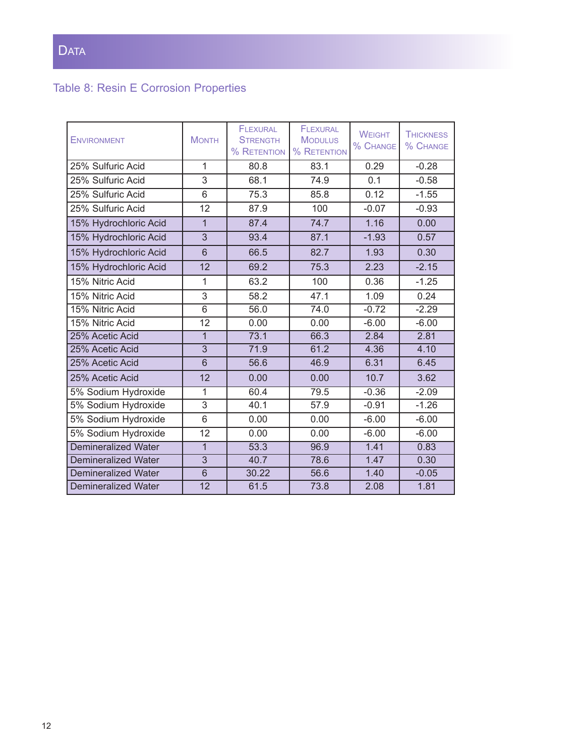# Data

## Table 8: Resin E Corrosion Properties

| Environment | Month | Flexural Strength % Retention | Flexural Modulus % Retention | Weight % Change | Thickness % Change |
|---|---|---|---|---|---|
| 25% Sulfuric Acid | 1 | 80.8 | 83.1 | 0.29 | -0.28 |
| 25% Sulfuric Acid | 3 | 68.1 | 74.9 | 0.1 | -0.58 |
| 25% Sulfuric Acid | 6 | 75.3 | 85.8 | 0.12 | -1.55 |
| 25% Sulfuric Acid | 12 | 87.9 | 100 | -0.07 | -0.93 |
| 15% Hydrochloric Acid | 1 | 87.4 | 74.7 | 1.16 | 0.00 |
| 15% Hydrochloric Acid | 3 | 93.4 | 87.1 | -1.93 | 0.57 |
| 15% Hydrochloric Acid | 6 | 66.5 | 82.7 | 1.93 | 0.30 |
| 15% Hydrochloric Acid | 12 | 69.2 | 75.3 | 2.23 | -2.15 |
| 15% Nitric Acid | 1 | 63.2 | 100 | 0.36 | -1.25 |
| 15% Nitric Acid | 3 | 58.2 | 47.1 | 1.09 | 0.24 |
| 15% Nitric Acid | 6 | 56.0 | 74.0 | -0.72 | -2.29 |
| 15% Nitric Acid | 12 | 0.00 | 0.00 | -6.00 | -6.00 |
| 25% Acetic Acid | 1 | 73.1 | 66.3 | 2.84 | 2.81 |
| 25% Acetic Acid | 3 | 71.9 | 61.2 | 4.36 | 4.10 |
| 25% Acetic Acid | 6 | 56.6 | 46.9 | 6.31 | 6.45 |
| 25% Acetic Acid | 12 | 0.00 | 0.00 | 10.7 | 3.62 |
| 5% Sodium Hydroxide | 1 | 60.4 | 79.5 | -0.36 | -2.09 |
| 5% Sodium Hydroxide | 3 | 40.1 | 57.9 | -0.91 | -1.26 |
| 5% Sodium Hydroxide | 6 | 0.00 | 0.00 | -6.00 | -6.00 |
| 5% Sodium Hydroxide | 12 | 0.00 | 0.00 | -6.00 | -6.00 |
| Demineralized Water | 1 | 53.3 | 96.9 | 1.41 | 0.83 |
| Demineralized Water | 3 | 40.7 | 78.6 | 1.47 | 0.30 |
| Demineralized Water | 6 | 30.22 | 56.6 | 1.40 | -0.05 |
| Demineralized Water | 12 | 61.5 | 73.8 | 2.08 | 1.81 |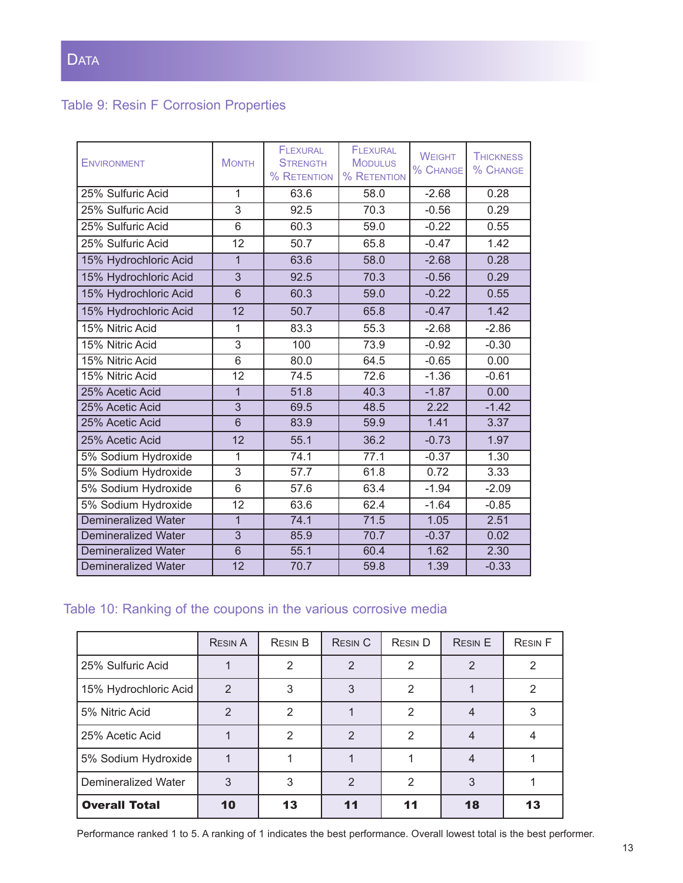## Data

### Table 9: Resin F Corrosion Properties

| Environment | Month | Flexural Strength % Retention | Flexural Modulus % Retention | Weight % Change | Thickness % Change |
|---|---|---|---|---|---|
| 25% Sulfuric Acid | 1 | 63.6 | 58.0 | -2.68 | 0.28 |
| 25% Sulfuric Acid | 3 | 92.5 | 70.3 | -0.56 | 0.29 |
| 25% Sulfuric Acid | 6 | 60.3 | 59.0 | -0.22 | 0.55 |
| 25% Sulfuric Acid | 12 | 50.7 | 65.8 | -0.47 | 1.42 |
| 15% Hydrochloric Acid | 1 | 63.6 | 58.0 | -2.68 | 0.28 |
| 15% Hydrochloric Acid | 3 | 92.5 | 70.3 | -0.56 | 0.29 |
| 15% Hydrochloric Acid | 6 | 60.3 | 59.0 | -0.22 | 0.55 |
| 15% Hydrochloric Acid | 12 | 50.7 | 65.8 | -0.47 | 1.42 |
| 15% Nitric Acid | 1 | 83.3 | 55.3 | -2.68 | -2.86 |
| 15% Nitric Acid | 3 | 100 | 73.9 | -0.92 | -0.30 |
| 15% Nitric Acid | 6 | 80.0 | 64.5 | -0.65 | 0.00 |
| 15% Nitric Acid | 12 | 74.5 | 72.6 | -1.36 | -0.61 |
| 25% Acetic Acid | 1 | 51.8 | 40.3 | -1.87 | 0.00 |
| 25% Acetic Acid | 3 | 69.5 | 48.5 | 2.22 | -1.42 |
| 25% Acetic Acid | 6 | 83.9 | 59.9 | 1.41 | 3.37 |
| 25% Acetic Acid | 12 | 55.1 | 36.2 | -0.73 | 1.97 |
| 5% Sodium Hydroxide | 1 | 74.1 | 77.1 | -0.37 | 1.30 |
| 5% Sodium Hydroxide | 3 | 57.7 | 61.8 | 0.72 | 3.33 |
| 5% Sodium Hydroxide | 6 | 57.6 | 63.4 | -1.94 | -2.09 |
| 5% Sodium Hydroxide | 12 | 63.6 | 62.4 | -1.64 | -0.85 |
| Demineralized Water | 1 | 74.1 | 71.5 | 1.05 | 2.51 |
| Demineralized Water | 3 | 85.9 | 70.7 | -0.37 | 0.02 |
| Demineralized Water | 6 | 55.1 | 60.4 | 1.62 | 2.30 |
| Demineralized Water | 12 | 70.7 | 59.8 | 1.39 | -0.33 |

### Table 10: Ranking of the coupons in the various corrosive media

| | Resin A | Resin B | Resin C | Resin D | Resin E | Resin F |
|---|---|---|---|---|---|---|
| 25% Sulfuric Acid | 1 | 2 | 2 | 2 | 2 | 2 |
| 15% Hydrochloric Acid | 2 | 3 | 3 | 2 | 1 | 2 |
| 5% Nitric Acid | 2 | 2 | 1 | 2 | 4 | 3 |
| 25% Acetic Acid | 1 | 2 | 2 | 2 | 4 | 4 |
| 5% Sodium Hydroxide | 1 | 1 | 1 | 1 | 4 | 1 |
| Demineralized Water | 3 | 3 | 2 | 2 | 3 | 1 |
| **Overall Total** | **10** | **13** | **11** | **11** | **18** | **13** |

Performance ranked 1 to 5. A ranking of 1 indicates the best performance. Overall lowest total is the best performer.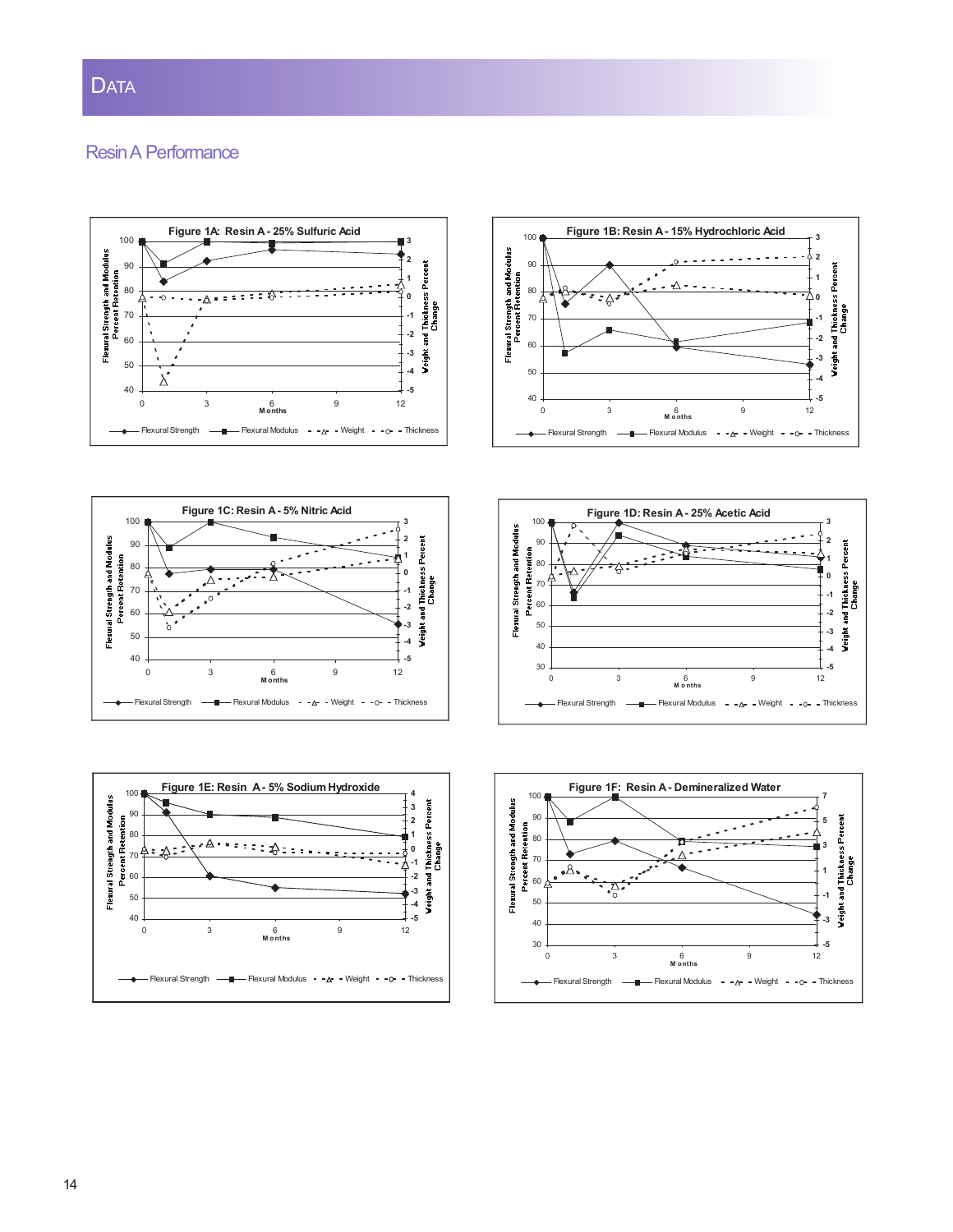# Data

## Resin A Performance

**Figure 1A: Resin A - 25% Sulfuric Acid**

**Figure 1B: Resin A - 15% Hydrochloric Acid**

**Figure 1C: Resin A - 5% Nitric Acid**

**Figure 1D: Resin A - 25% Acetic Acid**

**Figure 1E: Resin A - 5% Sodium Hydroxide**

**Figure 1F: Resin A - Demineralized Water**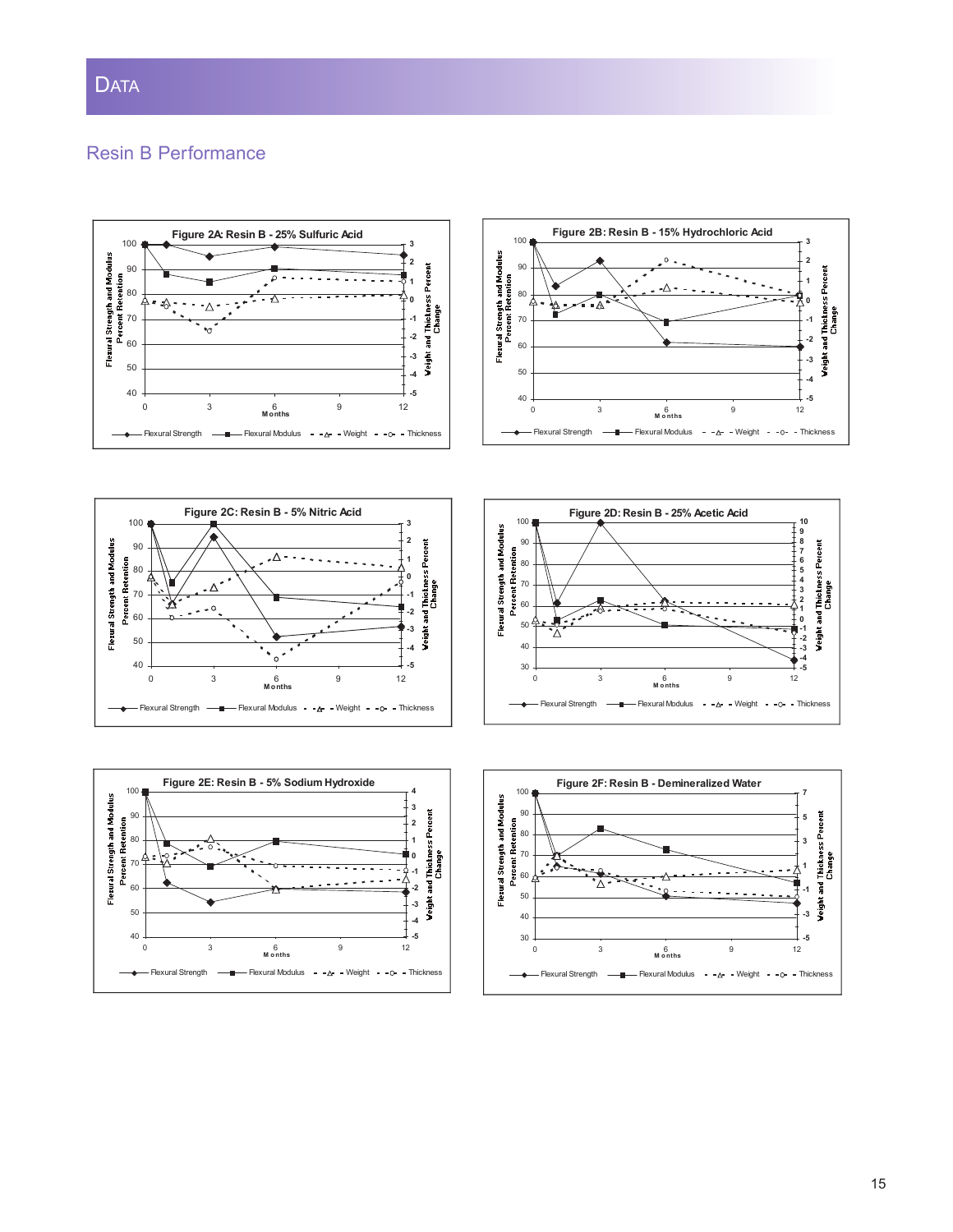# Data

## Resin B Performance

**Figure 2A: Resin B - 25% Sulfuric Acid**

Flexural Strength and Modulus Percent Retention (left axis: 40–100); Weight and Thickness Percent Change (right axis: -5 to 3); Months (0, 3, 6, 9, 12)

Flexural Strength — Flexural Modulus — Weight — Thickness

**Figure 2B: Resin B - 15% Hydrochloric Acid**

Flexural Strength and Modulus Percent Retention (left axis: 40–100); Weight and Thickness Percent Change (right axis: -5 to 3); Months (0, 3, 6, 9, 12)

Flexural Strength — Flexural Modulus — Weight — Thickness

**Figure 2C: Resin B - 5% Nitric Acid**

Flexural Strength and Modulus Percent Retention (left axis: 40–100); Weight and Thickness Percent Change (right axis: -5 to 3); Months (0, 3, 6, 9, 12)

Flexural Strength — Flexural Modulus — Weight — Thickness

**Figure 2D: Resin B - 25% Acetic Acid**

Flexural Strength and Modulus Percent Retention (left axis: 30–100); Weight and Thickness Percent Change (right axis: -5 to 10); Months (0, 3, 6, 9, 12)

Flexural Strength — Flexural Modulus — Weight — Thickness

**Figure 2E: Resin B - 5% Sodium Hydroxide**

Flexural Strength and Modulus Percent Retention (left axis: 40–100); Weight and Thickness Percent Change (right axis: -5 to 4); Months (0, 3, 6, 9, 12)

Flexural Strength — Flexural Modulus — Weight — Thickness

**Figure 2F: Resin B - Demineralized Water**

Flexural Strength and Modulus Percent Retention (left axis: 30–100); Weight and Thickness Percent Change (right axis: -5 to 7); Months (0, 3, 6, 9, 12)

Flexural Strength — Flexural Modulus — Weight — Thickness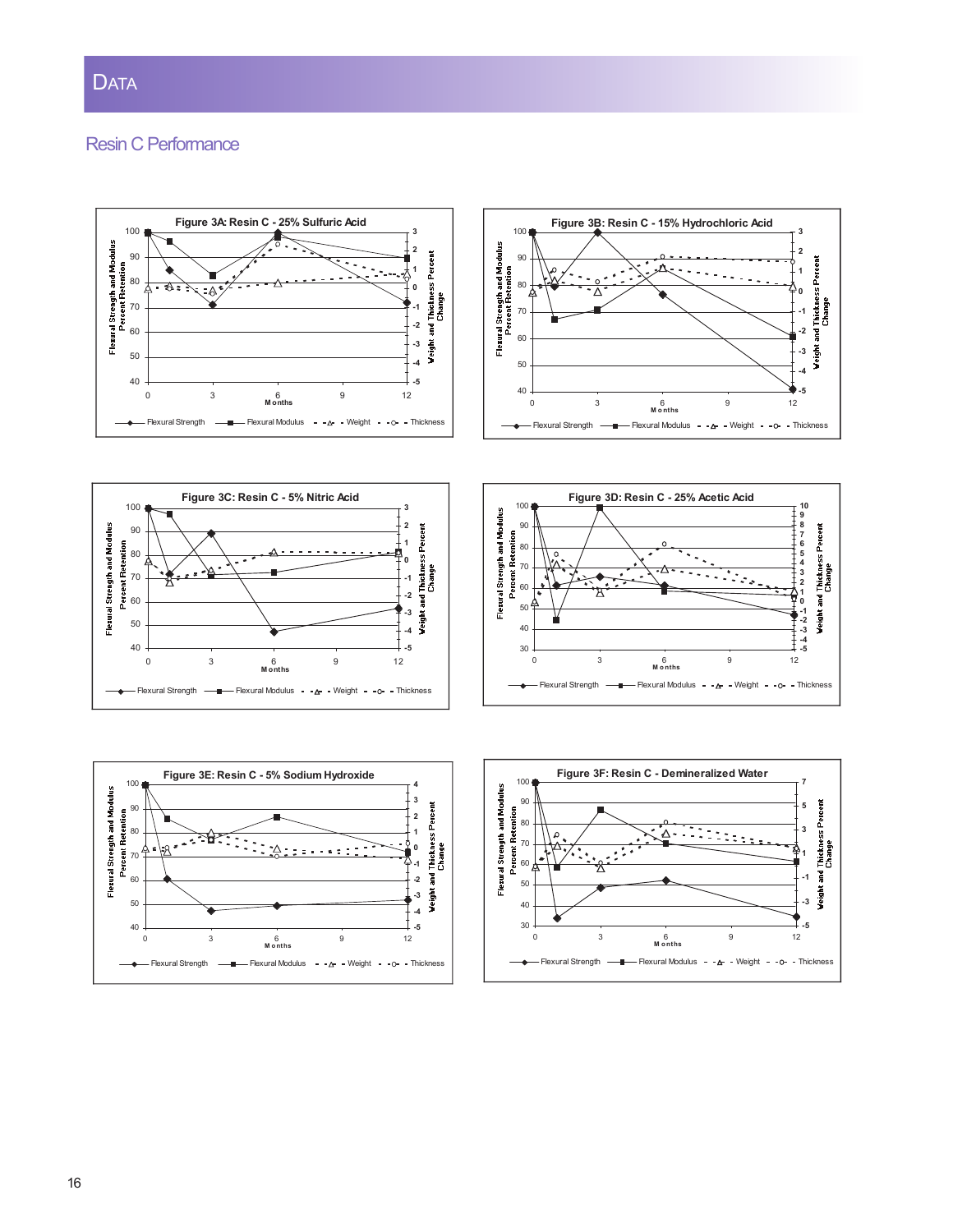# DATA

## Resin C Performance

**Figure 3A: Resin C - 25% Sulfuric Acid**

**Figure 3B: Resin C - 15% Hydrochloric Acid**

**Figure 3C: Resin C - 5% Nitric Acid**

**Figure 3D: Resin C - 25% Acetic Acid**

**Figure 3E: Resin C - 5% Sodium Hydroxide**

**Figure 3F: Resin C - Demineralized Water**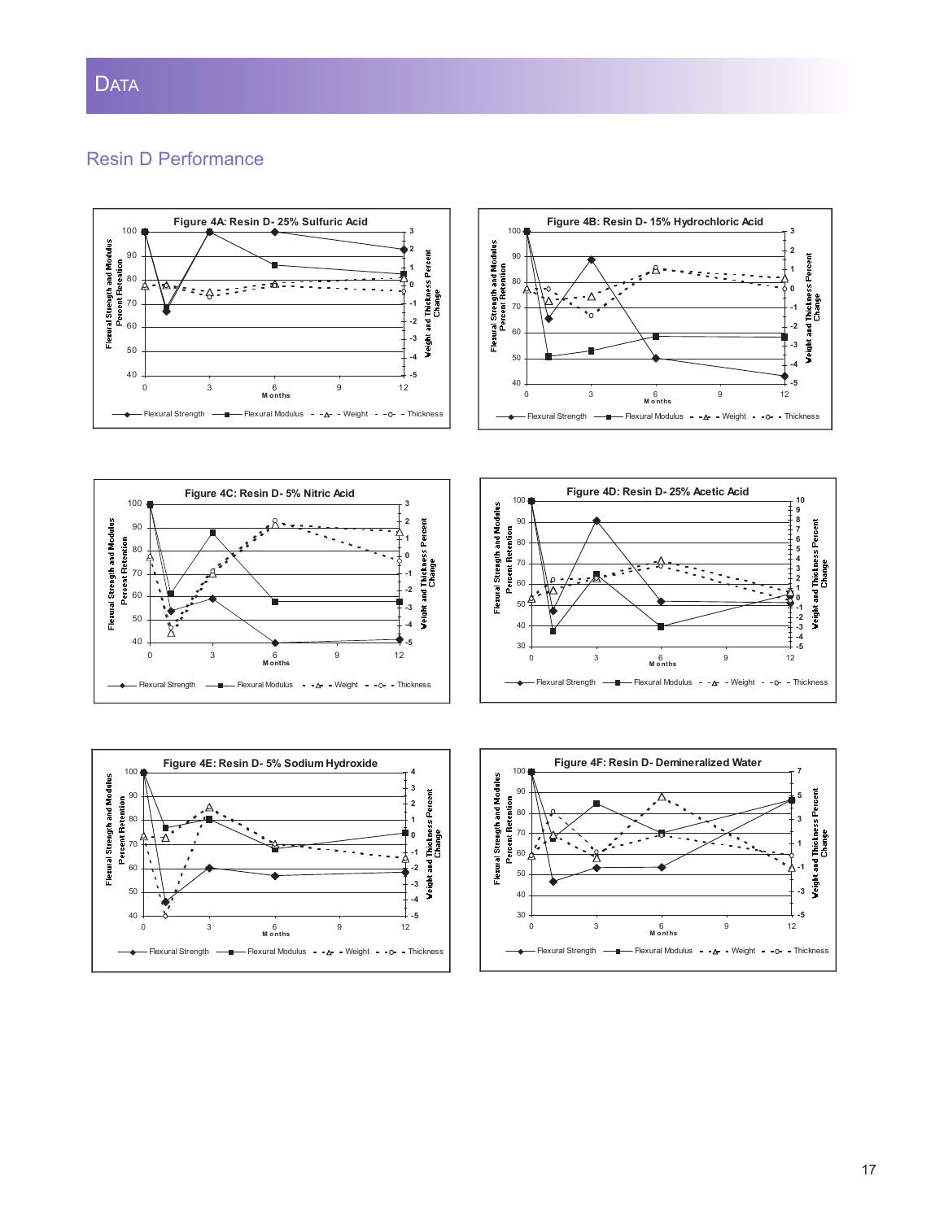# DATA

## Resin D Performance

**Figure 4A: Resin D- 25% Sulfuric Acid**

**Figure 4B: Resin D- 15% Hydrochloric Acid**

**Figure 4C: Resin D- 5% Nitric Acid**

**Figure 4D: Resin D- 25% Acetic Acid**

**Figure 4E: Resin D- 5% Sodium Hydroxide**

**Figure 4F: Resin D- Demineralized Water**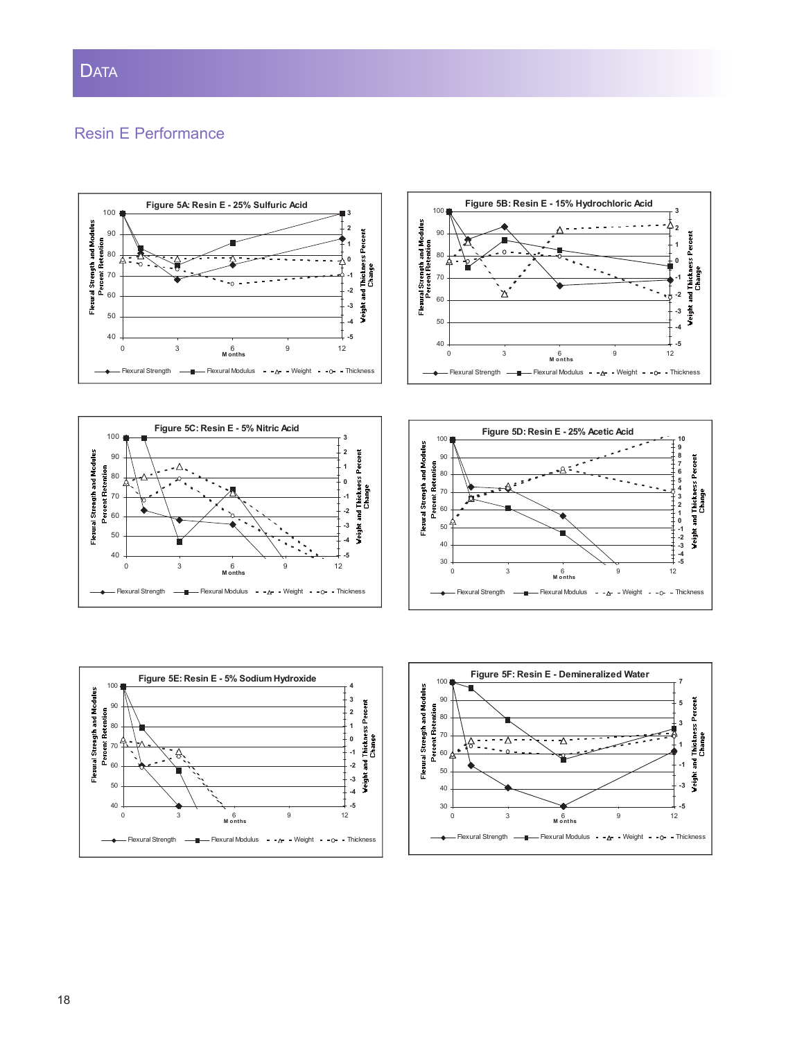# Data

## Resin E Performance

**Figure 5A: Resin E - 25% Sulfuric Acid**

**Figure 5B: Resin E - 15% Hydrochloric Acid**

**Figure 5C: Resin E - 5% Nitric Acid**

**Figure 5D: Resin E - 25% Acetic Acid**

**Figure 5E: Resin E - 5% Sodium Hydroxide**

**Figure 5F: Resin E - Demineralized Water**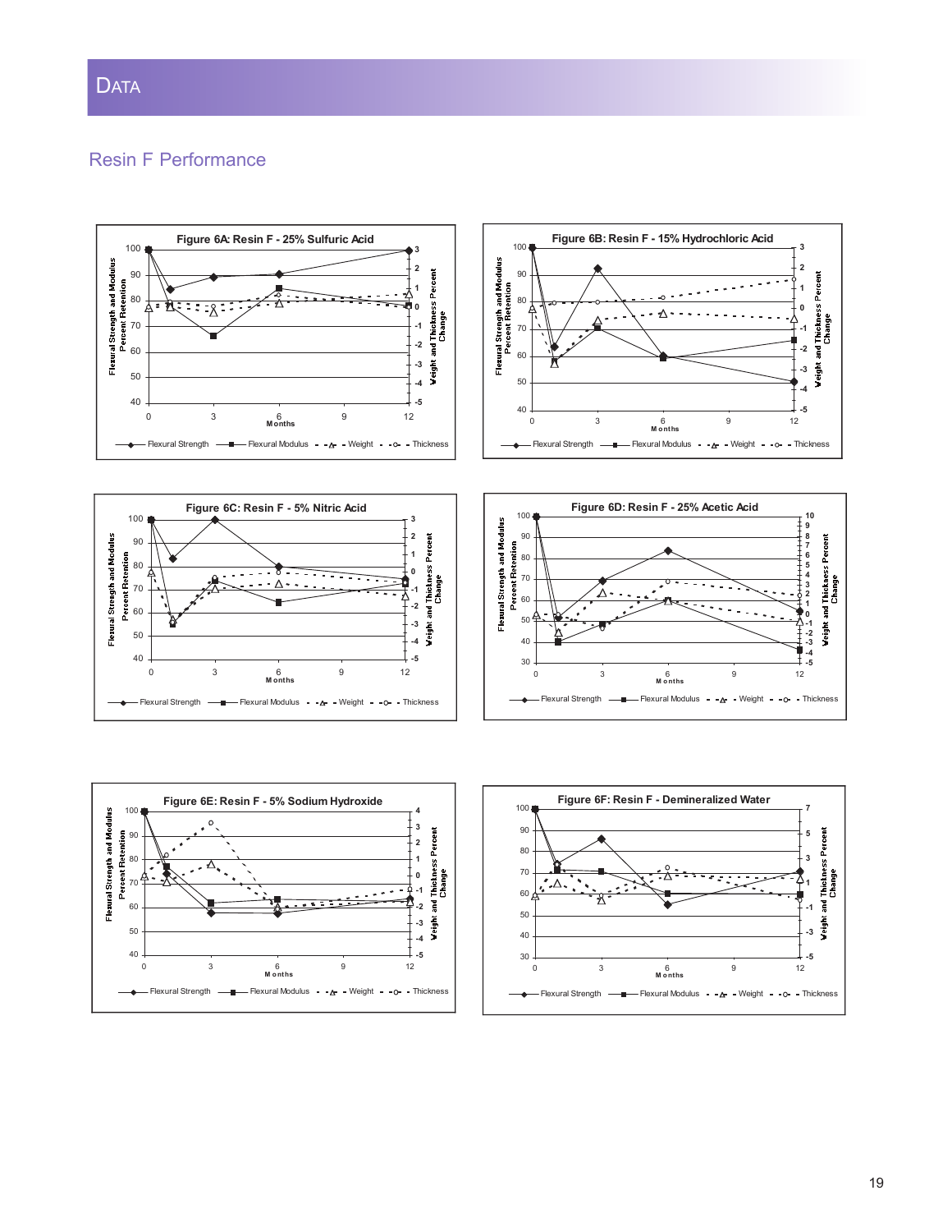# Data

## Resin F Performance

**Figure 6A: Resin F - 25% Sulfuric Acid**

Flexural Strength and Modulus Percent Retention (left axis: 40–100); Weight and Thickness Percent Change (right axis: -5 to 3); Months (0, 3, 6, 9, 12)

Flexural Strength — Flexural Modulus — Weight — Thickness

**Figure 6B: Resin F - 15% Hydrochloric Acid**

Flexural Strength and Modulus Percent Retention (left axis: 40–100); Weight and Thickness Percent Change (right axis: -5 to 3); Months (0, 3, 6, 9, 12)

Flexural Strength — Flexural Modulus — Weight — Thickness

**Figure 6C: Resin F - 5% Nitric Acid**

Flexural Strength and Modulus Percent Retention (left axis: 40–100); Weight and Thickness Percent Change (right axis: -5 to 3); Months (0, 3, 6, 9, 12)

Flexural Strength — Flexural Modulus — Weight — Thickness

**Figure 6D: Resin F - 25% Acetic Acid**

Flexural Strength and Modulus Percent Retention (left axis: 30–100); Weight and Thickness Percent Change (right axis: -5 to 10); Months (0, 3, 6, 9, 12)

Flexural Strength — Flexural Modulus — Weight — Thickness

**Figure 6E: Resin F - 5% Sodium Hydroxide**

Flexural Strength and Modulus Percent Retention (left axis: 40–100); Weight and Thickness Percent Change (right axis: -5 to 4); Months (0, 3, 6, 9, 12)

Flexural Strength — Flexural Modulus — Weight — Thickness

**Figure 6F: Resin F - Demineralized Water**

Flexural Strength and Modulus Percent Retention (left axis: 30–100); Weight and Thickness Percent Change (right axis: -5 to 7); Months (0, 3, 6, 9, 12)

Flexural Strength — Flexural Modulus — Weight — Thickness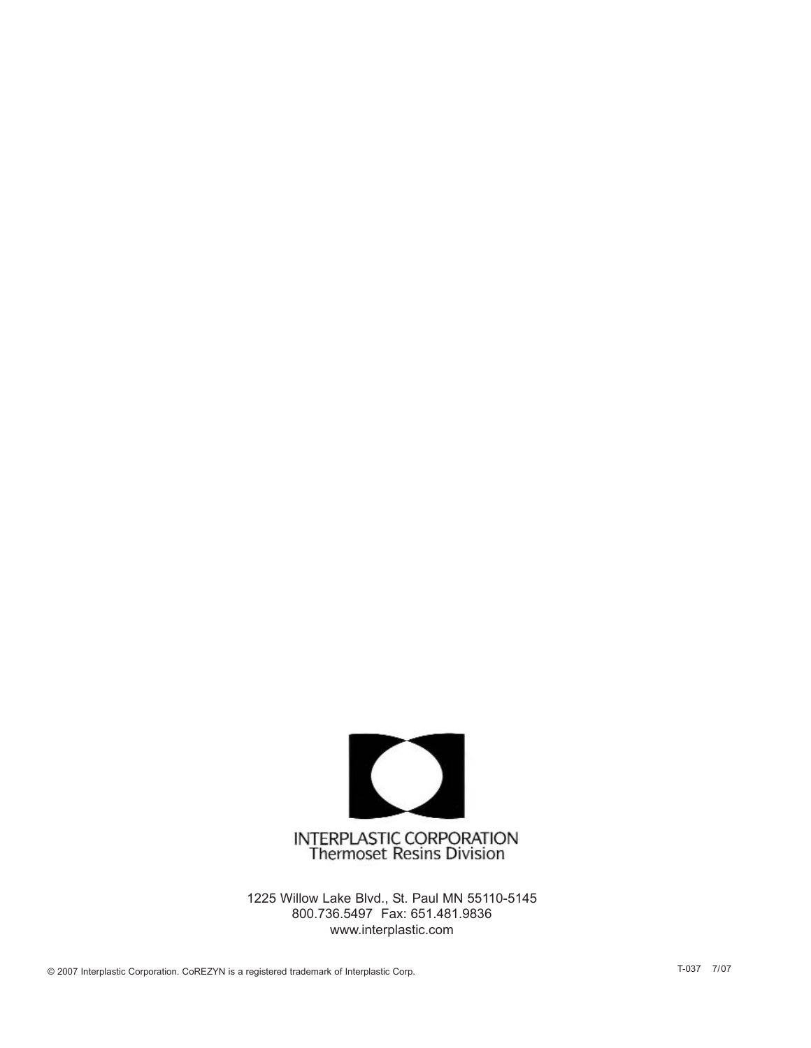INTERPLASTIC CORPORATION
Thermoset Resins Division

1225 Willow Lake Blvd., St. Paul MN 55110-5145
800.736.5497 Fax: 651.481.9836
www.interplastic.com

© 2007 Interplastic Corporation. CoREZYN is a registered trademark of Interplastic Corp.

T-037 7/07